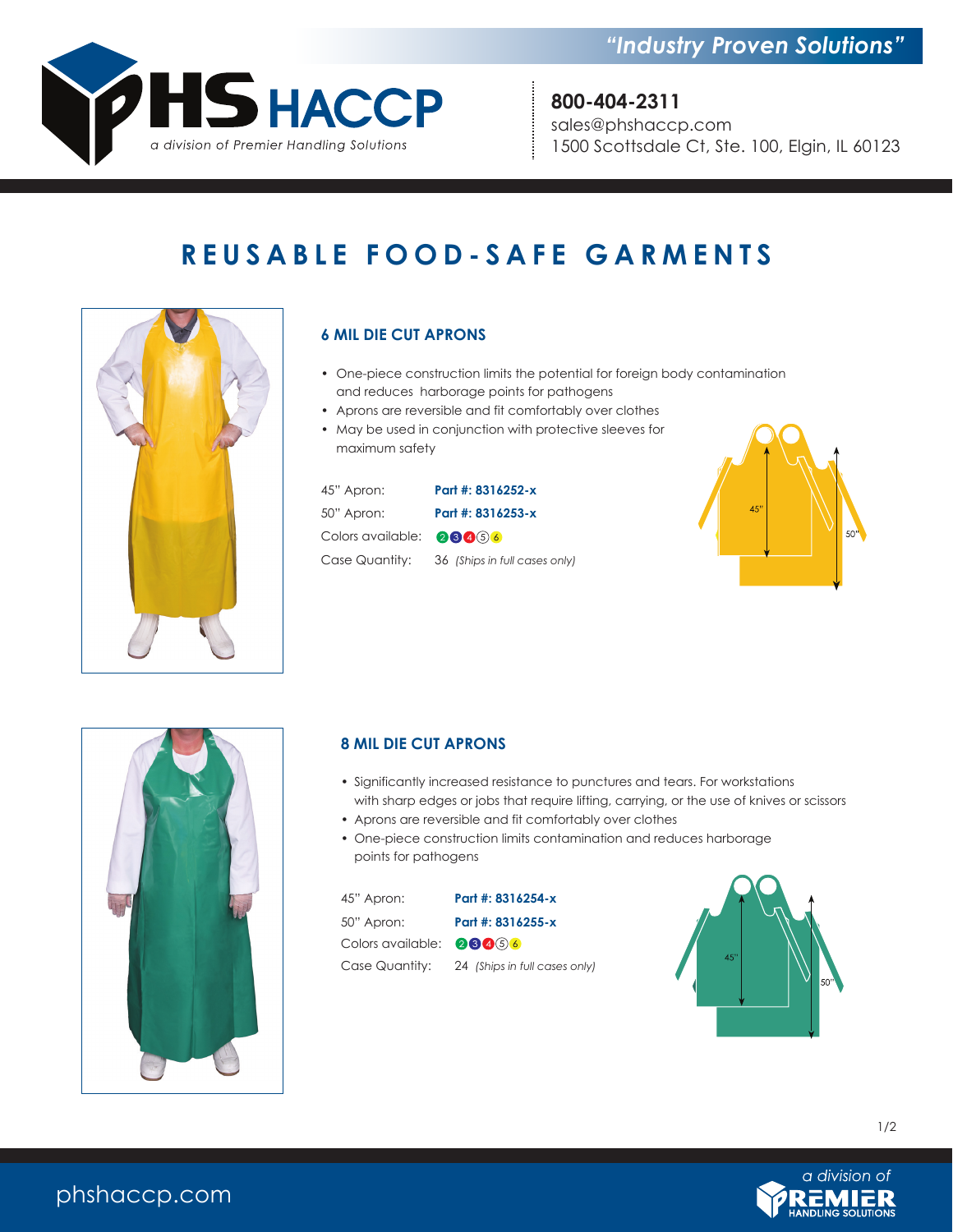PHS HACCP
*a division of Premier Handling Solutions*

*"Industry Proven Solutions"*

**800-404-2311**
sales@phshaccp.com
1500 Scottsdale Ct, Ste. 100, Elgin, IL 60123

# REUSABLE FOOD-SAFE GARMENTS

## 6 MIL DIE CUT APRONS

- One-piece construction limits the potential for foreign body contamination and reduces harborage points for pathogens
- Aprons are reversible and fit comfortably over clothes
- May be used in conjunction with protective sleeves for maximum safety

| | |
|---|---|
| 45" Apron: | **Part #: 8316252-x** |
| 50" Apron: | **Part #: 8316253-x** |
| Colors available: | 2 3 4 5 6 |
| Case Quantity: | 36 *(Ships in full cases only)* |

45" 50"

## 8 MIL DIE CUT APRONS

- Significantly increased resistance to punctures and tears. For workstations with sharp edges or jobs that require lifting, carrying, or the use of knives or scissors
- Aprons are reversible and fit comfortably over clothes
- One-piece construction limits contamination and reduces harborage points for pathogens

| | |
|---|---|
| 45" Apron: | **Part #: 8316254-x** |
| 50" Apron: | **Part #: 8316255-x** |
| Colors available: | 2 3 4 5 6 |
| Case Quantity: | 24 *(Ships in full cases only)* |

45" 50"

phshaccp.com

*a division of* PREMIER HANDLING SOLUTIONS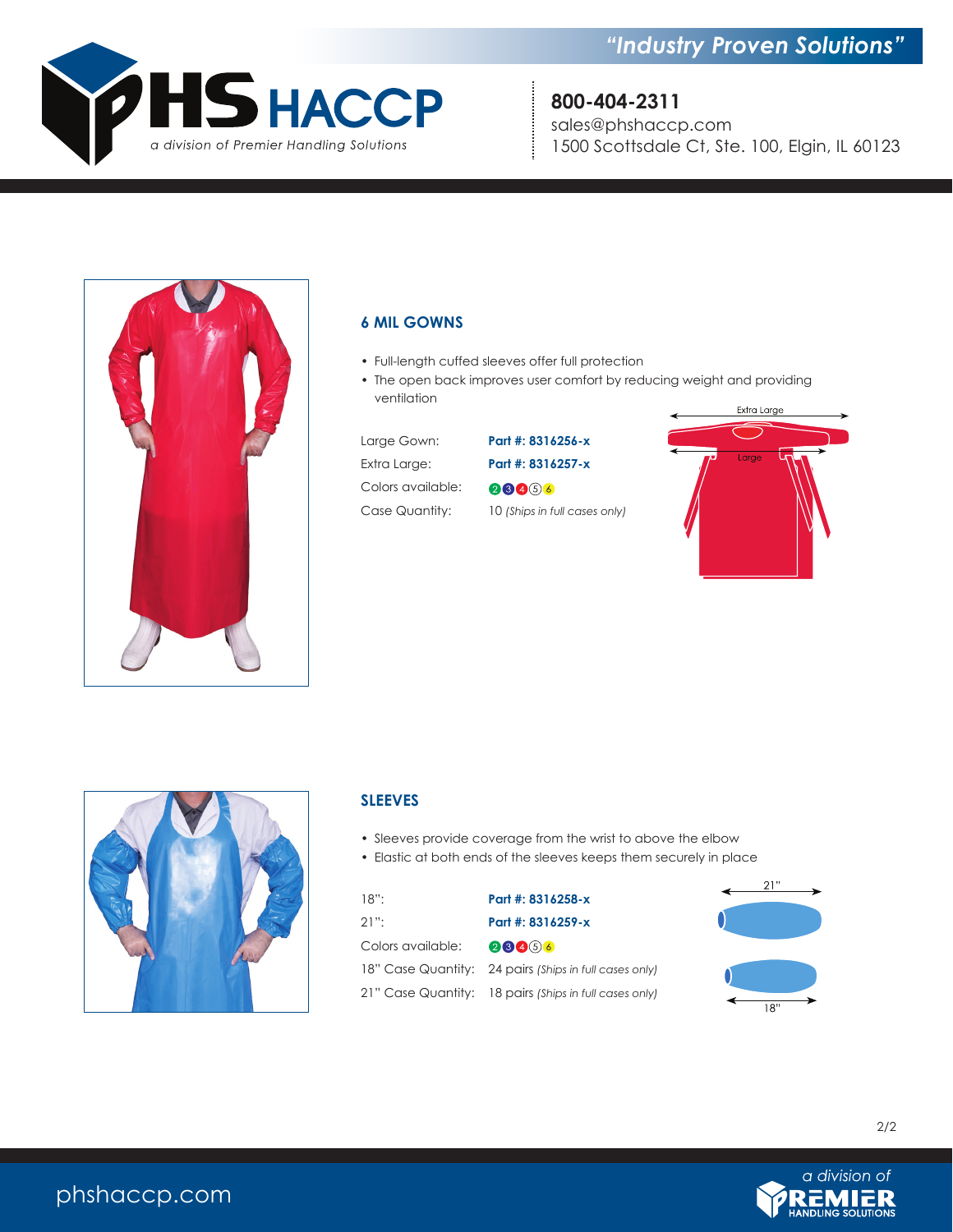# PHS HACCP

*a division of Premier Handling Solutions*

*"Industry Proven Solutions"*

**800-404-2311**
sales@phshaccp.com
1500 Scottsdale Ct, Ste. 100, Elgin, IL 60123

## 6 MIL GOWNS

- Full-length cuffed sleeves offer full protection
- The open back improves user comfort by reducing weight and providing ventilation

| | |
|---|---|
| Large Gown: | **Part #: 8316256-x** |
| Extra Large: | **Part #: 8316257-x** |
| Colors available: | 2 3 4 5 6 |
| Case Quantity: | 10 *(Ships in full cases only)* |

Extra Large
Large

## SLEEVES

- Sleeves provide coverage from the wrist to above the elbow
- Elastic at both ends of the sleeves keeps them securely in place

| | |
|---|---|
| 18": | **Part #: 8316258-x** |
| 21": | **Part #: 8316259-x** |
| Colors available: | 2 3 4 5 6 |
| 18" Case Quantity: | 24 pairs *(Ships in full cases only)* |
| 21" Case Quantity: | 18 pairs *(Ships in full cases only)* |

21"
18"

phshaccp.com

*a division of* PREMIER HANDLING SOLUTIONS